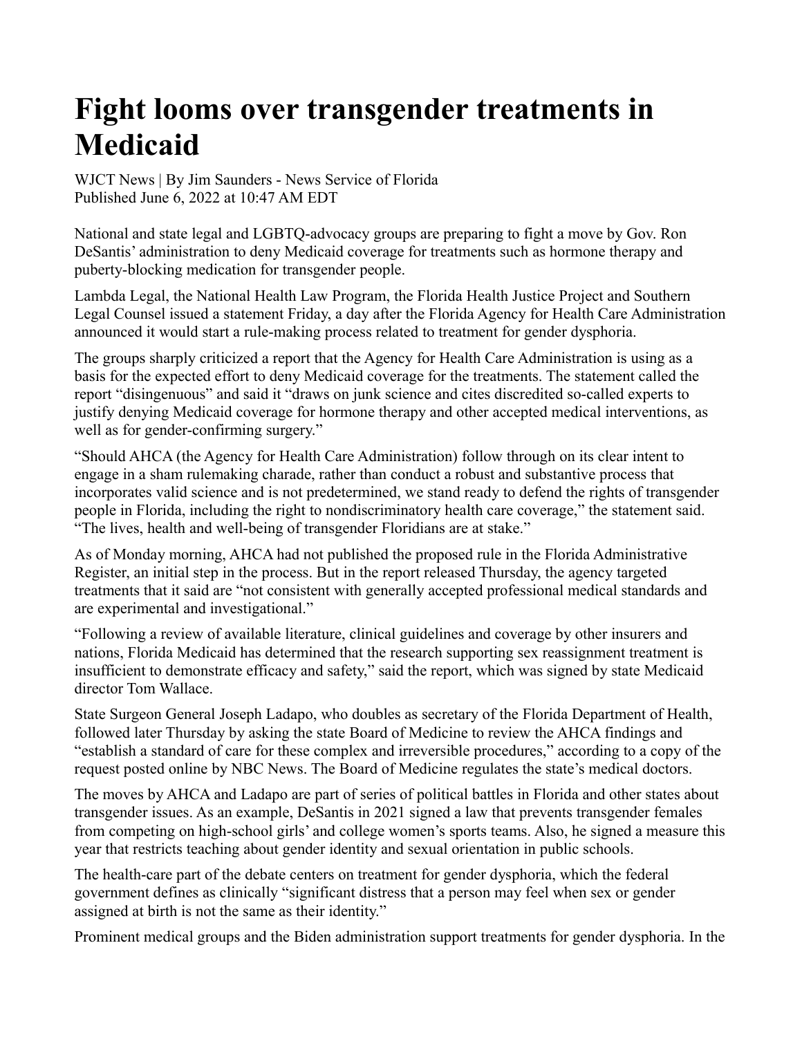# Fight looms over transgender treatments in Medicaid

WJCT News | By Jim Saunders - News Service of Florida
Published June 6, 2022 at 10:47 AM EDT

National and state legal and LGBTQ-advocacy groups are preparing to fight a move by Gov. Ron DeSantis' administration to deny Medicaid coverage for treatments such as hormone therapy and puberty-blocking medication for transgender people.

Lambda Legal, the National Health Law Program, the Florida Health Justice Project and Southern Legal Counsel issued a statement Friday, a day after the Florida Agency for Health Care Administration announced it would start a rule-making process related to treatment for gender dysphoria.

The groups sharply criticized a report that the Agency for Health Care Administration is using as a basis for the expected effort to deny Medicaid coverage for the treatments. The statement called the report "disingenuous" and said it "draws on junk science and cites discredited so-called experts to justify denying Medicaid coverage for hormone therapy and other accepted medical interventions, as well as for gender-confirming surgery."

"Should AHCA (the Agency for Health Care Administration) follow through on its clear intent to engage in a sham rulemaking charade, rather than conduct a robust and substantive process that incorporates valid science and is not predetermined, we stand ready to defend the rights of transgender people in Florida, including the right to nondiscriminatory health care coverage," the statement said. "The lives, health and well-being of transgender Floridians are at stake."

As of Monday morning, AHCA had not published the proposed rule in the Florida Administrative Register, an initial step in the process. But in the report released Thursday, the agency targeted treatments that it said are "not consistent with generally accepted professional medical standards and are experimental and investigational."

"Following a review of available literature, clinical guidelines and coverage by other insurers and nations, Florida Medicaid has determined that the research supporting sex reassignment treatment is insufficient to demonstrate efficacy and safety," said the report, which was signed by state Medicaid director Tom Wallace.

State Surgeon General Joseph Ladapo, who doubles as secretary of the Florida Department of Health, followed later Thursday by asking the state Board of Medicine to review the AHCA findings and "establish a standard of care for these complex and irreversible procedures," according to a copy of the request posted online by NBC News. The Board of Medicine regulates the state's medical doctors.

The moves by AHCA and Ladapo are part of series of political battles in Florida and other states about transgender issues. As an example, DeSantis in 2021 signed a law that prevents transgender females from competing on high-school girls' and college women's sports teams. Also, he signed a measure this year that restricts teaching about gender identity and sexual orientation in public schools.

The health-care part of the debate centers on treatment for gender dysphoria, which the federal government defines as clinically "significant distress that a person may feel when sex or gender assigned at birth is not the same as their identity."

Prominent medical groups and the Biden administration support treatments for gender dysphoria. In the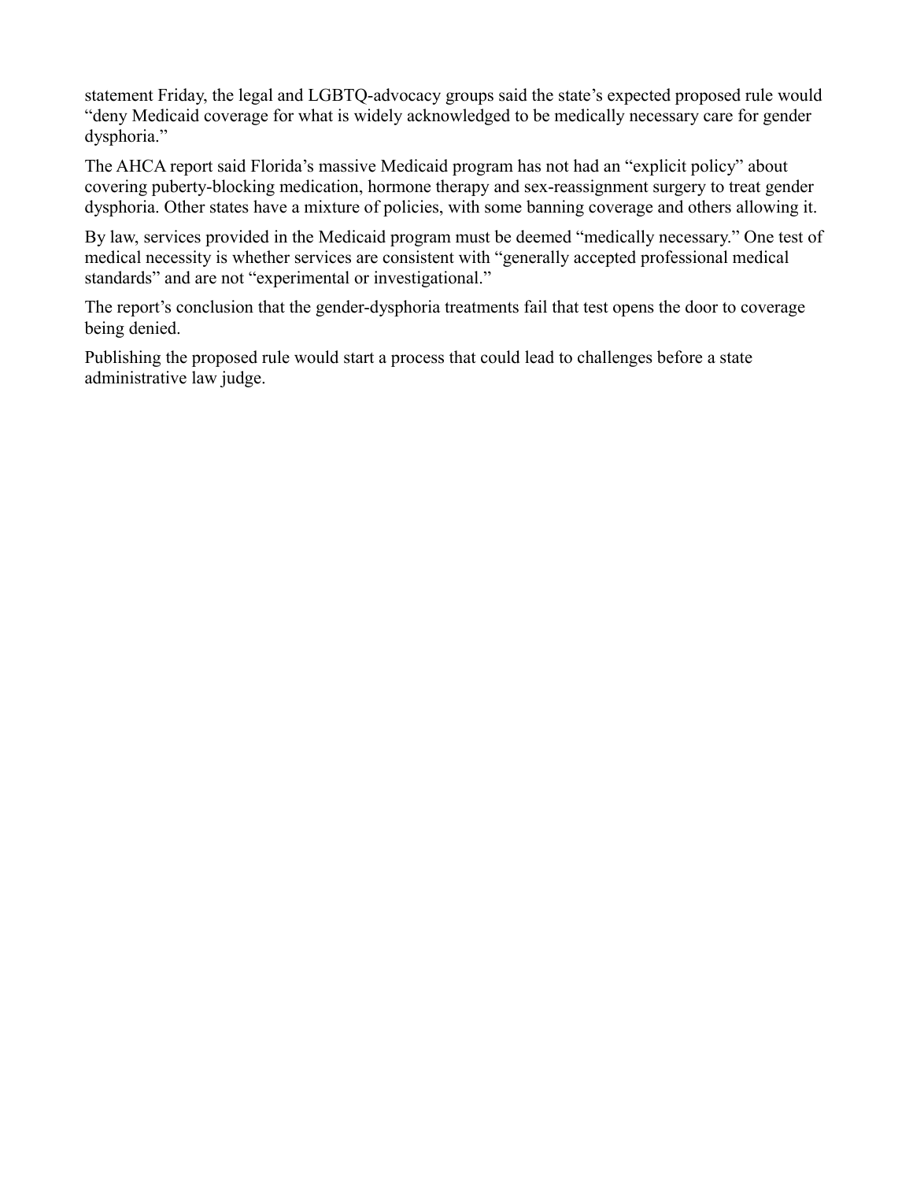statement Friday, the legal and LGBTQ-advocacy groups said the state's expected proposed rule would "deny Medicaid coverage for what is widely acknowledged to be medically necessary care for gender dysphoria."

The AHCA report said Florida's massive Medicaid program has not had an "explicit policy" about covering puberty-blocking medication, hormone therapy and sex-reassignment surgery to treat gender dysphoria. Other states have a mixture of policies, with some banning coverage and others allowing it.

By law, services provided in the Medicaid program must be deemed "medically necessary." One test of medical necessity is whether services are consistent with "generally accepted professional medical standards" and are not "experimental or investigational."

The report's conclusion that the gender-dysphoria treatments fail that test opens the door to coverage being denied.

Publishing the proposed rule would start a process that could lead to challenges before a state administrative law judge.